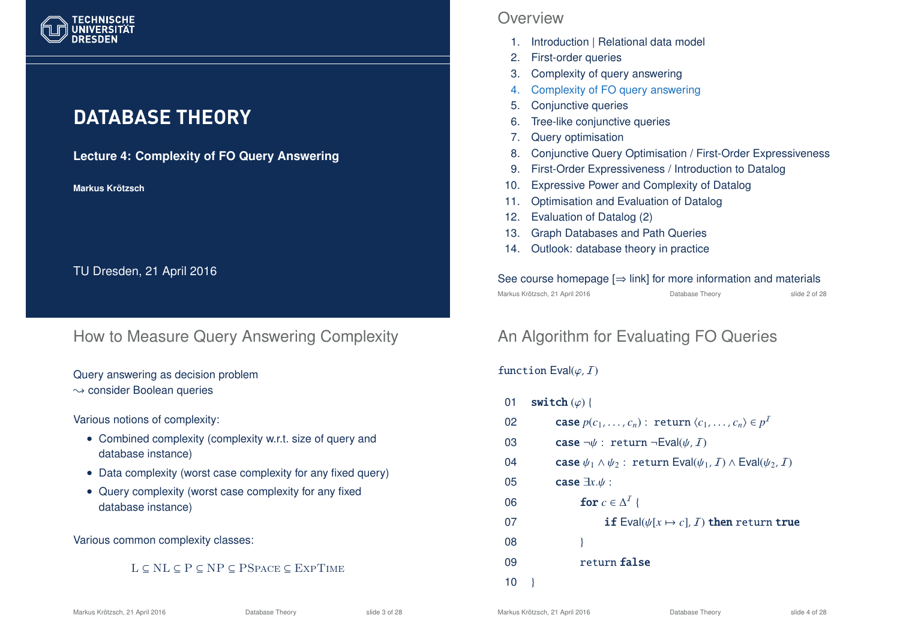# DATABASE THEORY

**Lecture 4: Complexity of FO Query Answering**

**Markus Krötzsch**

TU Dresden, 21 April 2016

## Overview

1. Introduction | Relational data model
2. First-order queries
3. Complexity of query answering
4. Complexity of FO query answering
5. Conjunctive queries
6. Tree-like conjunctive queries
7. Query optimisation
8. Conjunctive Query Optimisation / First-Order Expressiveness
9. First-Order Expressiveness / Introduction to Datalog
10. Expressive Power and Complexity of Datalog
11. Optimisation and Evaluation of Datalog
12. Evaluation of Datalog (2)
13. Graph Databases and Path Queries
14. Outlook: database theory in practice

See course homepage [⇒ link] for more information and materials

## How to Measure Query Answering Complexity

Query answering as decision problem
⇝ consider Boolean queries

Various notions of complexity:

- Combined complexity (complexity w.r.t. size of query and database instance)
- Data complexity (worst case complexity for any fixed query)
- Query complexity (worst case complexity for any fixed database instance)

Various common complexity classes:

$$\text{L} \subseteq \text{NL} \subseteq \text{P} \subseteq \text{NP} \subseteq \text{PSpace} \subseteq \text{ExpTime}$$

## An Algorithm for Evaluating FO Queries

function Eval($\varphi$, $\mathcal{I}$)

```
01  switch (φ) {
02      case p(c_1, ..., c_n) : return ⟨c_1, ..., c_n⟩ ∈ p^I
03      case ¬ψ : return ¬Eval(ψ, I)
04      case ψ_1 ∧ ψ_2 : return Eval(ψ_1, I) ∧ Eval(ψ_2, I)
05      case ∃x.ψ :
06          for c ∈ Δ^I {
07              if Eval(ψ[x ↦ c], I) then return true
08          }
09          return false
10  }
```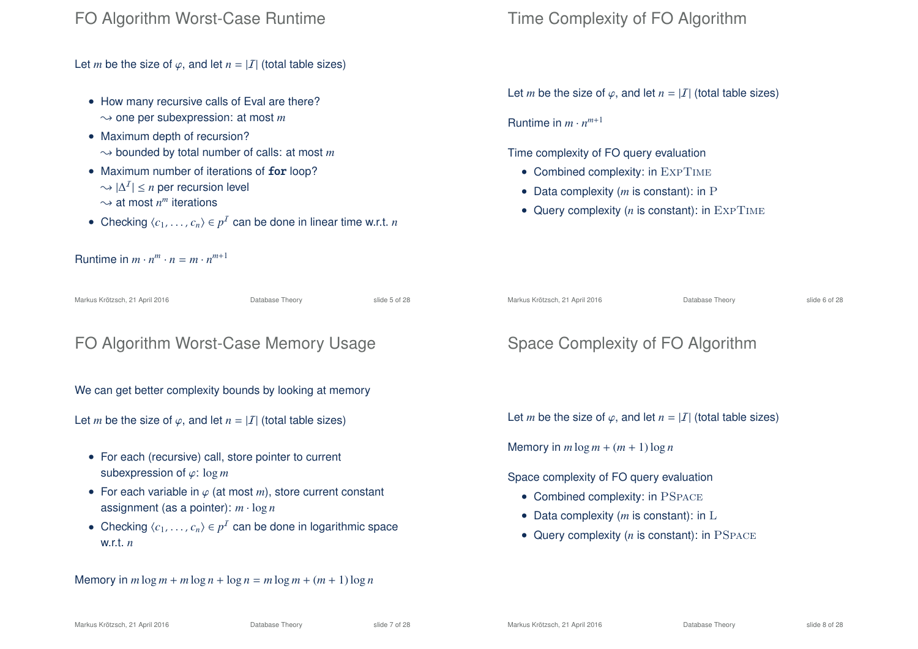## FO Algorithm Worst-Case Runtime

Let $m$ be the size of $\varphi$, and let $n = |\mathcal{I}|$ (total table sizes)

- How many recursive calls of Eval are there?
  $\rightsquigarrow$ one per subexpression: at most $m$
- Maximum depth of recursion?
  $\rightsquigarrow$ bounded by total number of calls: at most $m$
- Maximum number of iterations of **for** loop?
  $\rightsquigarrow$ $|\Delta^{\mathcal{I}}| \leq n$ per recursion level
  $\rightsquigarrow$ at most $n^m$ iterations
- Checking $\langle c_1, \ldots, c_n \rangle \in p^{\mathcal{I}}$ can be done in linear time w.r.t. $n$

Runtime in $m \cdot n^m \cdot n = m \cdot n^{m+1}$

## Time Complexity of FO Algorithm

Let $m$ be the size of $\varphi$, and let $n = |\mathcal{I}|$ (total table sizes)

Runtime in $m \cdot n^{m+1}$

Time complexity of FO query evaluation

- Combined complexity: in ExpTime
- Data complexity ($m$ is constant): in P
- Query complexity ($n$ is constant): in ExpTime

## FO Algorithm Worst-Case Memory Usage

We can get better complexity bounds by looking at memory

Let $m$ be the size of $\varphi$, and let $n = |\mathcal{I}|$ (total table sizes)

- For each (recursive) call, store pointer to current subexpression of $\varphi$: $\log m$
- For each variable in $\varphi$ (at most $m$), store current constant assignment (as a pointer): $m \cdot \log n$
- Checking $\langle c_1, \ldots, c_n \rangle \in p^{\mathcal{I}}$ can be done in logarithmic space w.r.t. $n$

Memory in $m \log m + m \log n + \log n = m \log m + (m + 1) \log n$

## Space Complexity of FO Algorithm

Let $m$ be the size of $\varphi$, and let $n = |\mathcal{I}|$ (total table sizes)

Memory in $m \log m + (m + 1) \log n$

Space complexity of FO query evaluation

- Combined complexity: in PSpace
- Data complexity ($m$ is constant): in L
- Query complexity ($n$ is constant): in PSpace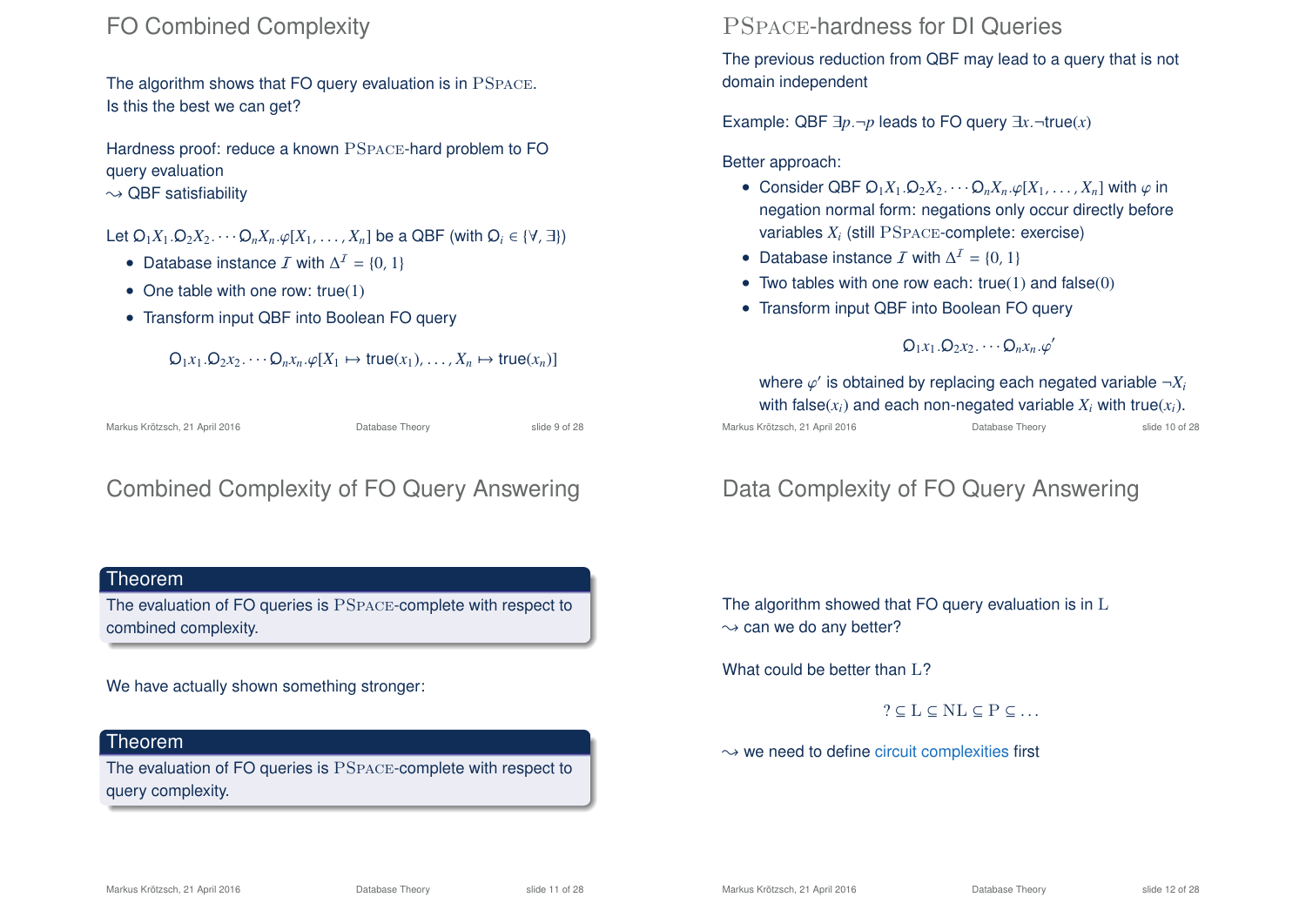## FO Combined Complexity

The algorithm shows that FO query evaluation is in PSPACE.
Is this the best we can get?

Hardness proof: reduce a known PSPACE-hard problem to FO query evaluation
⇝ QBF satisfiability

Let $\mathsf{Q}_1 X_1.\mathsf{Q}_2 X_2.\cdots\mathsf{Q}_n X_n.\varphi[X_1,\ldots,X_n]$ be a QBF (with $\mathsf{Q}_i \in \{\forall, \exists\}$)

- Database instance $\mathcal{I}$ with $\Delta^{\mathcal{I}} = \{0, 1\}$
- One table with one row: true$(1)$
- Transform input QBF into Boolean FO query

$$\mathsf{Q}_1 x_1.\mathsf{Q}_2 x_2.\cdots\mathsf{Q}_n x_n.\varphi[X_1 \mapsto \text{true}(x_1),\ldots,X_n \mapsto \text{true}(x_n)]$$

## PSPACE-hardness for DI Queries

The previous reduction from QBF may lead to a query that is not domain independent

Example: QBF $\exists p.\neg p$ leads to FO query $\exists x.\neg\text{true}(x)$

Better approach:

- Consider QBF $\mathsf{Q}_1 X_1.\mathsf{Q}_2 X_2.\cdots\mathsf{Q}_n X_n.\varphi[X_1,\ldots,X_n]$ with $\varphi$ in negation normal form: negations only occur directly before variables $X_i$ (still PSPACE-complete: exercise)
- Database instance $\mathcal{I}$ with $\Delta^{\mathcal{I}} = \{0, 1\}$
- Two tables with one row each: true$(1)$ and false$(0)$
- Transform input QBF into Boolean FO query

$$\mathsf{Q}_1 x_1.\mathsf{Q}_2 x_2.\cdots\mathsf{Q}_n x_n.\varphi'$$

where $\varphi'$ is obtained by replacing each negated variable $\neg X_i$ with false$(x_i)$ and each non-negated variable $X_i$ with true$(x_i)$.

## Combined Complexity of FO Query Answering

**Theorem**
The evaluation of FO queries is PSPACE-complete with respect to combined complexity.

We have actually shown something stronger:

**Theorem**
The evaluation of FO queries is PSPACE-complete with respect to query complexity.

## Data Complexity of FO Query Answering

The algorithm showed that FO query evaluation is in L
⇝ can we do any better?

What could be better than L?

$$? \subseteq \mathrm{L} \subseteq \mathrm{NL} \subseteq \mathrm{P} \subseteq \ldots$$

⇝ we need to define circuit complexities first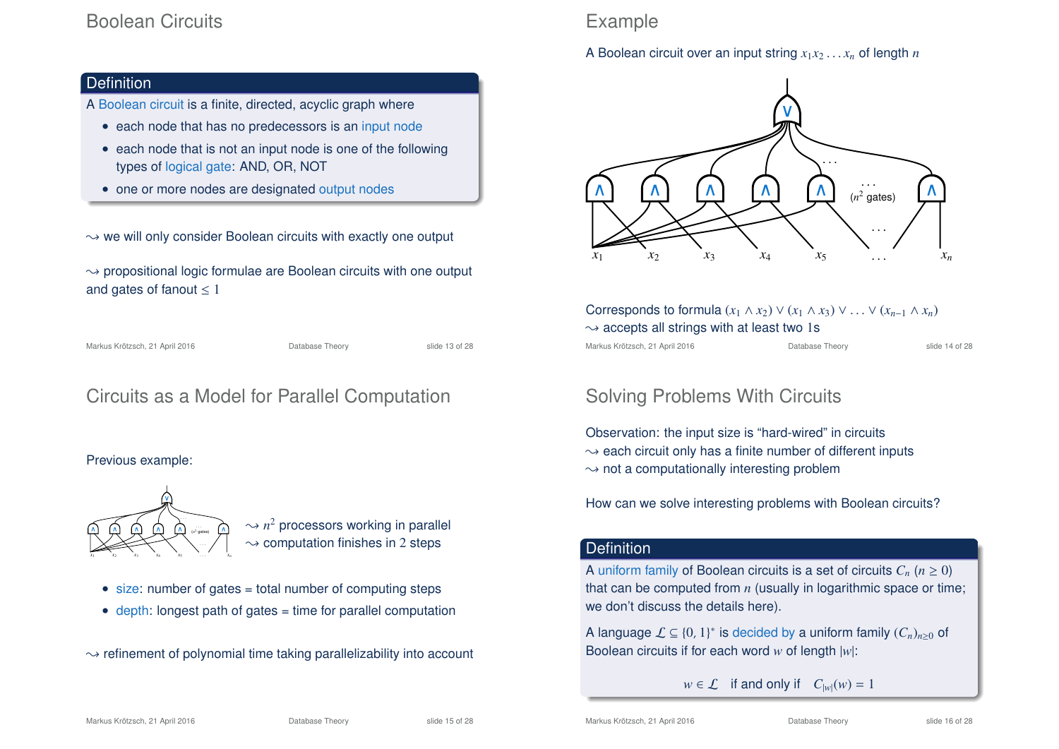## Boolean Circuits

**Definition**

A Boolean circuit is a finite, directed, acyclic graph where

- each node that has no predecessors is an input node
- each node that is not an input node is one of the following types of logical gate: AND, OR, NOT
- one or more nodes are designated output nodes

$\leadsto$ we will only consider Boolean circuits with exactly one output

$\leadsto$ propositional logic formulae are Boolean circuits with one output and gates of fanout $\leq 1$

## Example

A Boolean circuit over an input string $x_1 x_2 \ldots x_n$ of length $n$

Corresponds to formula $(x_1 \wedge x_2) \vee (x_1 \wedge x_3) \vee \ldots \vee (x_{n-1} \wedge x_n)$

$\leadsto$ accepts all strings with at least two 1s

## Circuits as a Model for Parallel Computation

Previous example:

$\leadsto$ $n^2$ processors working in parallel

$\leadsto$ computation finishes in 2 steps

- size: number of gates = total number of computing steps
- depth: longest path of gates = time for parallel computation

$\leadsto$ refinement of polynomial time taking parallelizability into account

## Solving Problems With Circuits

Observation: the input size is "hard-wired" in circuits

$\leadsto$ each circuit only has a finite number of different inputs

$\leadsto$ not a computationally interesting problem

How can we solve interesting problems with Boolean circuits?

**Definition**

A uniform family of Boolean circuits is a set of circuits $C_n$ ($n \geq 0$) that can be computed from $n$ (usually in logarithmic space or time; we don't discuss the details here).

A language $\mathcal{L} \subseteq \{0, 1\}^*$ is decided by a uniform family $(C_n)_{n \geq 0}$ of Boolean circuits if for each word $w$ of length $|w|$:

$$w \in \mathcal{L} \quad \text{if and only if} \quad C_{|w|}(w) = 1$$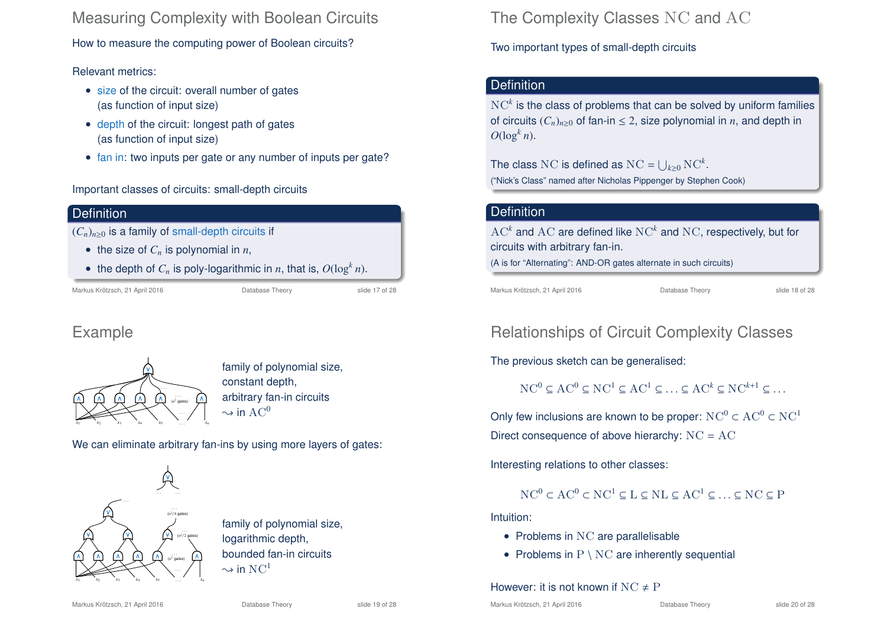## Measuring Complexity with Boolean Circuits

How to measure the computing power of Boolean circuits?

Relevant metrics:

- size of the circuit: overall number of gates (as function of input size)
- depth of the circuit: longest path of gates (as function of input size)
- fan in: two inputs per gate or any number of inputs per gate?

Important classes of circuits: small-depth circuits

**Definition**

$(C_n)_{n\geq 0}$ is a family of small-depth circuits if

- the size of $C_n$ is polynomial in $n$,
- the depth of $C_n$ is poly-logarithmic in $n$, that is, $O(\log^k n)$.

## The Complexity Classes NC and AC

Two important types of small-depth circuits

**Definition**

$\mathrm{NC}^k$ is the class of problems that can be solved by uniform families of circuits $(C_n)_{n\geq 0}$ of fan-in $\leq 2$, size polynomial in $n$, and depth in $O(\log^k n)$.

The class NC is defined as $\mathrm{NC} = \bigcup_{k\geq 0} \mathrm{NC}^k$.

("Nick's Class" named after Nicholas Pippenger by Stephen Cook)

**Definition**

$\mathrm{AC}^k$ and AC are defined like $\mathrm{NC}^k$ and NC, respectively, but for circuits with arbitrary fan-in.

(A is for "Alternating": AND-OR gates alternate in such circuits)

## Example

family of polynomial size, constant depth, arbitrary fan-in circuits $\rightsquigarrow$ in $\mathrm{AC}^0$

We can eliminate arbitrary fan-ins by using more layers of gates:

family of polynomial size, logarithmic depth, bounded fan-in circuits $\rightsquigarrow$ in $\mathrm{NC}^1$

## Relationships of Circuit Complexity Classes

The previous sketch can be generalised:

$$\mathrm{NC}^0 \subseteq \mathrm{AC}^0 \subseteq \mathrm{NC}^1 \subseteq \mathrm{AC}^1 \subseteq \ldots \subseteq \mathrm{AC}^k \subseteq \mathrm{NC}^{k+1} \subseteq \ldots$$

Only few inclusions are known to be proper: $\mathrm{NC}^0 \subset \mathrm{AC}^0 \subset \mathrm{NC}^1$

Direct consequence of above hierarchy: $\mathrm{NC} = \mathrm{AC}$

Interesting relations to other classes:

$$\mathrm{NC}^0 \subset \mathrm{AC}^0 \subset \mathrm{NC}^1 \subseteq \mathrm{L} \subseteq \mathrm{NL} \subseteq \mathrm{AC}^1 \subseteq \ldots \subseteq \mathrm{NC} \subseteq \mathrm{P}$$

Intuition:

- Problems in NC are parallelisable
- Problems in $\mathrm{P} \setminus \mathrm{NC}$ are inherently sequential

However: it is not known if $\mathrm{NC} \neq \mathrm{P}$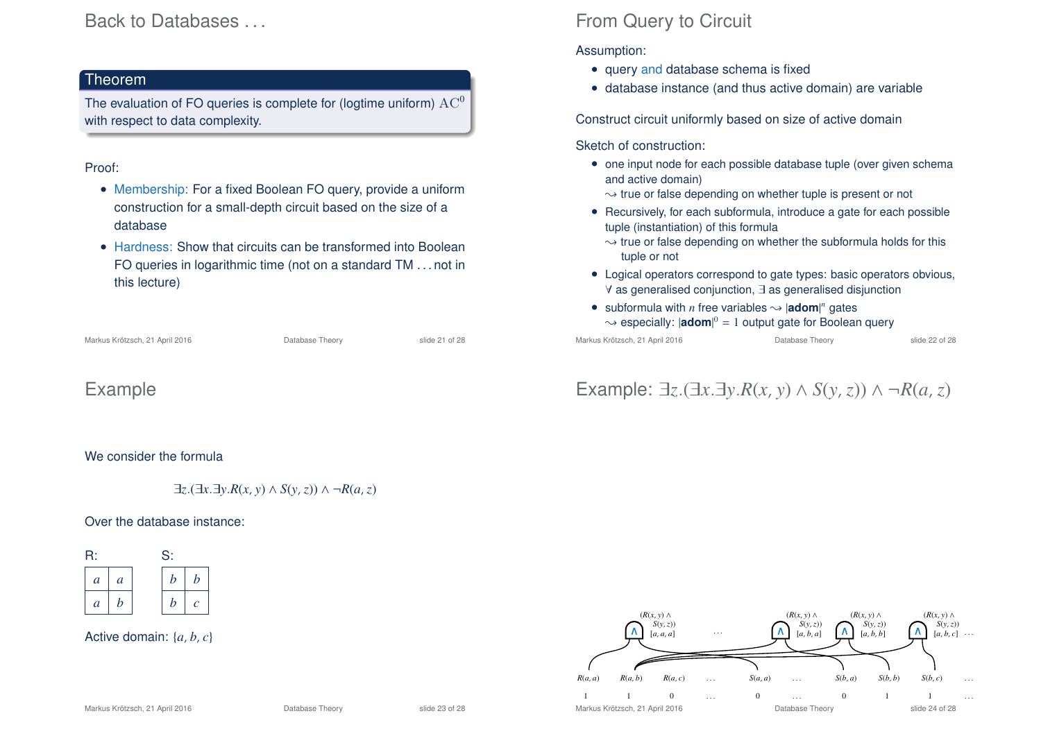## Back to Databases . . .

**Theorem**

The evaluation of FO queries is complete for (logtime uniform) $\mathrm{AC}^0$ with respect to data complexity.

Proof:

- Membership: For a fixed Boolean FO query, provide a uniform construction for a small-depth circuit based on the size of a database
- Hardness: Show that circuits can be transformed into Boolean FO queries in logarithmic time (not on a standard TM . . . not in this lecture)

## From Query to Circuit

Assumption:

- query and database schema is fixed
- database instance (and thus active domain) are variable

Construct circuit uniformly based on size of active domain

Sketch of construction:

- one input node for each possible database tuple (over given schema and active domain)
  $\leadsto$ true or false depending on whether tuple is present or not
- Recursively, for each subformula, introduce a gate for each possible tuple (instantiation) of this formula
  $\leadsto$ true or false depending on whether the subformula holds for this tuple or not
- Logical operators correspond to gate types: basic operators obvious, $\forall$ as generalised conjunction, $\exists$ as generalised disjunction
- subformula with $n$ free variables $\leadsto$ $|\textbf{adom}|^n$ gates
  $\leadsto$ especially: $|\textbf{adom}|^0 = 1$ output gate for Boolean query

## Example

We consider the formula

$$\exists z.(\exists x.\exists y.R(x,y) \wedge S(y,z)) \wedge \neg R(a,z)$$

Over the database instance:

R:

| | |
|---|---|
| $a$ | $a$ |
| $a$ | $b$ |

S:

| | |
|---|---|
| $b$ | $b$ |
| $b$ | $c$ |

Active domain: $\{a, b, c\}$

## Example: $\exists z.(\exists x.\exists y.R(x,y) \wedge S(y,z)) \wedge \neg R(a,z)$

Gates: $\wedge$ $(R(x,y) \wedge S(y,z))$ $[a,a,a]$ . . . $\wedge$ $(R(x,y) \wedge S(y,z))$ $[a,b,a]$ $\wedge$ $(R(x,y) \wedge S(y,z))$ $[a,b,b]$ $\wedge$ $(R(x,y) \wedge S(y,z))$ $[a,b,c]$ . . .

| $R(a,a)$ | $R(a,b)$ | $R(a,c)$ | . . . | $S(a,a)$ | . . . | $S(b,a)$ | $S(b,b)$ | $S(b,c)$ | . . . |
|---|---|---|---|---|---|---|---|---|---|
| 1 | 1 | 0 | . . . | 0 | . . . | 0 | 1 | 1 | . . . |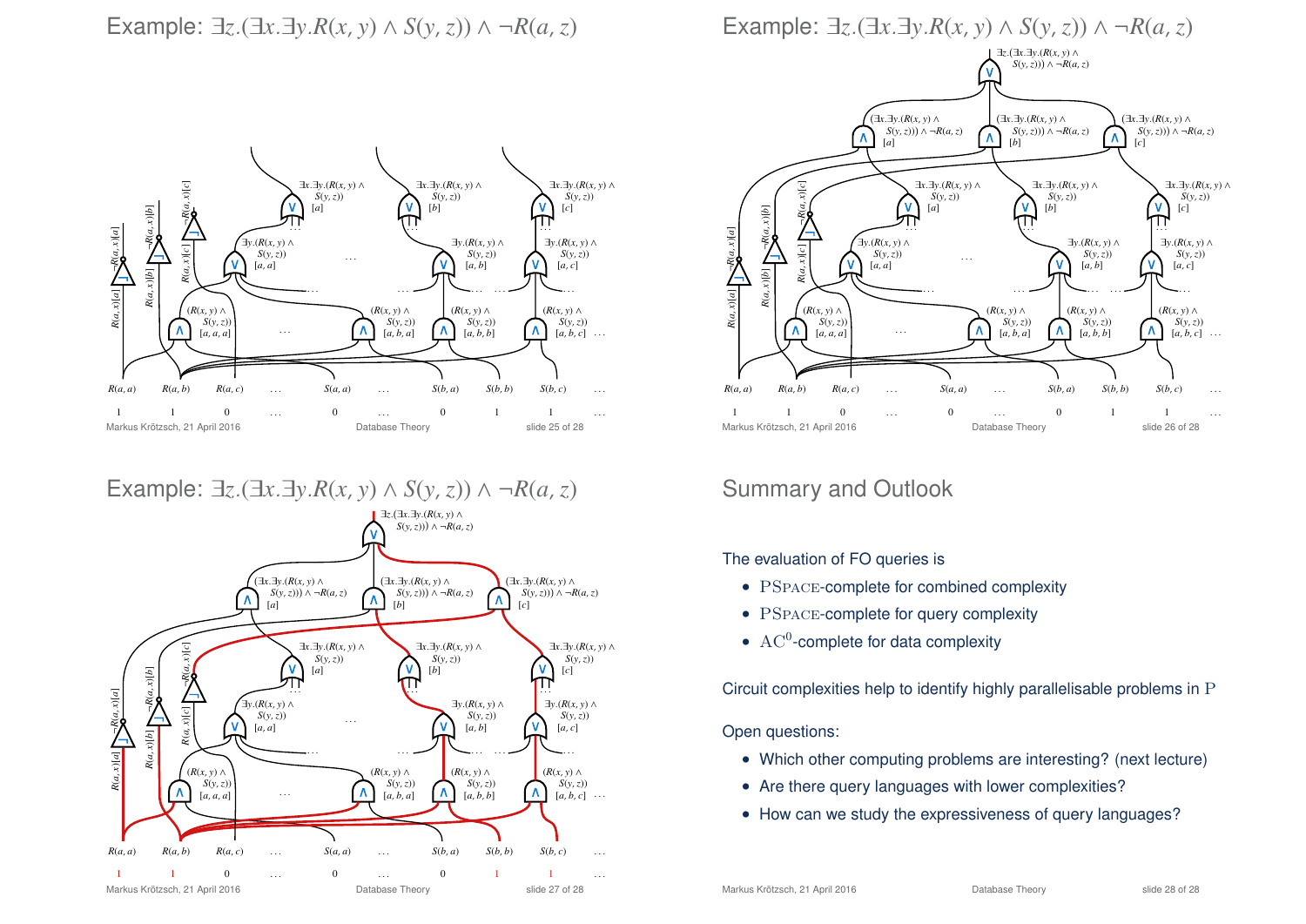## Example: $\exists z.(\exists x.\exists y.R(x, y) \wedge S(y, z)) \wedge \neg R(a, z)$

$\exists x.\exists y.(R(x,y) \wedge S(y,z))$ [a]
$\exists x.\exists y.(R(x,y) \wedge S(y,z))$ [b]
$\exists x.\exists y.(R(x,y) \wedge S(y,z))$ [c]
$\exists y.(R(x,y) \wedge S(y,z))$ [a, a]
$\exists y.(R(x,y) \wedge S(y,z))$ [a, b]
$\exists y.(R(x,y) \wedge S(y,z))$ [a, c]
$(R(x,y) \wedge S(y,z))$ [a, a, a]
$(R(x,y) \wedge S(y,z))$ [a, b, a]
$(R(x,y) \wedge S(y,z))$ [a, b, b]
$(R(x,y) \wedge S(y,z))$ [a, b, c]
$R(a,x)[a]$ $\neg R(a,x)[a]$ $R(a,x)[b]$ $\neg R(a,x)[b]$ $R(a,x)[c]$ $\neg R(a,x)[c]$

$R(a,a)$ $R(a,b)$ $R(a,c)$ … $S(a,a)$ … $S(b,a)$ $S(b,b)$ $S(b,c)$ …

1 1 0 … 0 … 0 1 1 …

## Example: $\exists z.(\exists x.\exists y.R(x, y) \wedge S(y, z)) \wedge \neg R(a, z)$

$\exists z.(\exists x.\exists y.(R(x,y) \wedge S(y,z))) \wedge \neg R(a,z)$
$(\exists x.\exists y.(R(x,y) \wedge S(y,z))) \wedge \neg R(a,z)$ [a]
$(\exists x.\exists y.(R(x,y) \wedge S(y,z))) \wedge \neg R(a,z)$ [b]
$(\exists x.\exists y.(R(x,y) \wedge S(y,z))) \wedge \neg R(a,z)$ [c]
$\exists x.\exists y.(R(x,y) \wedge S(y,z))$ [a]
$\exists x.\exists y.(R(x,y) \wedge S(y,z))$ [b]
$\exists x.\exists y.(R(x,y) \wedge S(y,z))$ [c]
$\exists y.(R(x,y) \wedge S(y,z))$ [a, a]
$\exists y.(R(x,y) \wedge S(y,z))$ [a, b]
$\exists y.(R(x,y) \wedge S(y,z))$ [a, c]
$(R(x,y) \wedge S(y,z))$ [a, a, a]
$(R(x,y) \wedge S(y,z))$ [a, b, a]
$(R(x,y) \wedge S(y,z))$ [a, b, b]
$(R(x,y) \wedge S(y,z))$ [a, b, c]

$R(a,a)$ $R(a,b)$ $R(a,c)$ … $S(a,a)$ … $S(b,a)$ $S(b,b)$ $S(b,c)$ …

1 1 0 … 0 … 0 1 1 …

## Example: $\exists z.(\exists x.\exists y.R(x, y) \wedge S(y, z)) \wedge \neg R(a, z)$

$\exists z.(\exists x.\exists y.(R(x,y) \wedge S(y,z))) \wedge \neg R(a,z)$
$(\exists x.\exists y.(R(x,y) \wedge S(y,z))) \wedge \neg R(a,z)$ [a]
$(\exists x.\exists y.(R(x,y) \wedge S(y,z))) \wedge \neg R(a,z)$ [b]
$(\exists x.\exists y.(R(x,y) \wedge S(y,z))) \wedge \neg R(a,z)$ [c]
$\exists x.\exists y.(R(x,y) \wedge S(y,z))$ [a]
$\exists x.\exists y.(R(x,y) \wedge S(y,z))$ [b]
$\exists x.\exists y.(R(x,y) \wedge S(y,z))$ [c]
$\exists y.(R(x,y) \wedge S(y,z))$ [a, a]
$\exists y.(R(x,y) \wedge S(y,z))$ [a, b]
$\exists y.(R(x,y) \wedge S(y,z))$ [a, c]
$(R(x,y) \wedge S(y,z))$ [a, a, a]
$(R(x,y) \wedge S(y,z))$ [a, b, a]
$(R(x,y) \wedge S(y,z))$ [a, b, b]
$(R(x,y) \wedge S(y,z))$ [a, b, c]

$R(a,a)$ $R(a,b)$ $R(a,c)$ … $S(a,a)$ … $S(b,a)$ $S(b,b)$ $S(b,c)$ …

1 1 0 … 0 … 0 1 1 …

## Summary and Outlook

The evaluation of FO queries is

- PSPACE-complete for combined complexity
- PSPACE-complete for query complexity
- $\mathrm{AC}^0$-complete for data complexity

Circuit complexities help to identify highly parallelisable problems in P

Open questions:

- Which other computing problems are interesting? (next lecture)
- Are there query languages with lower complexities?
- How can we study the expressiveness of query languages?